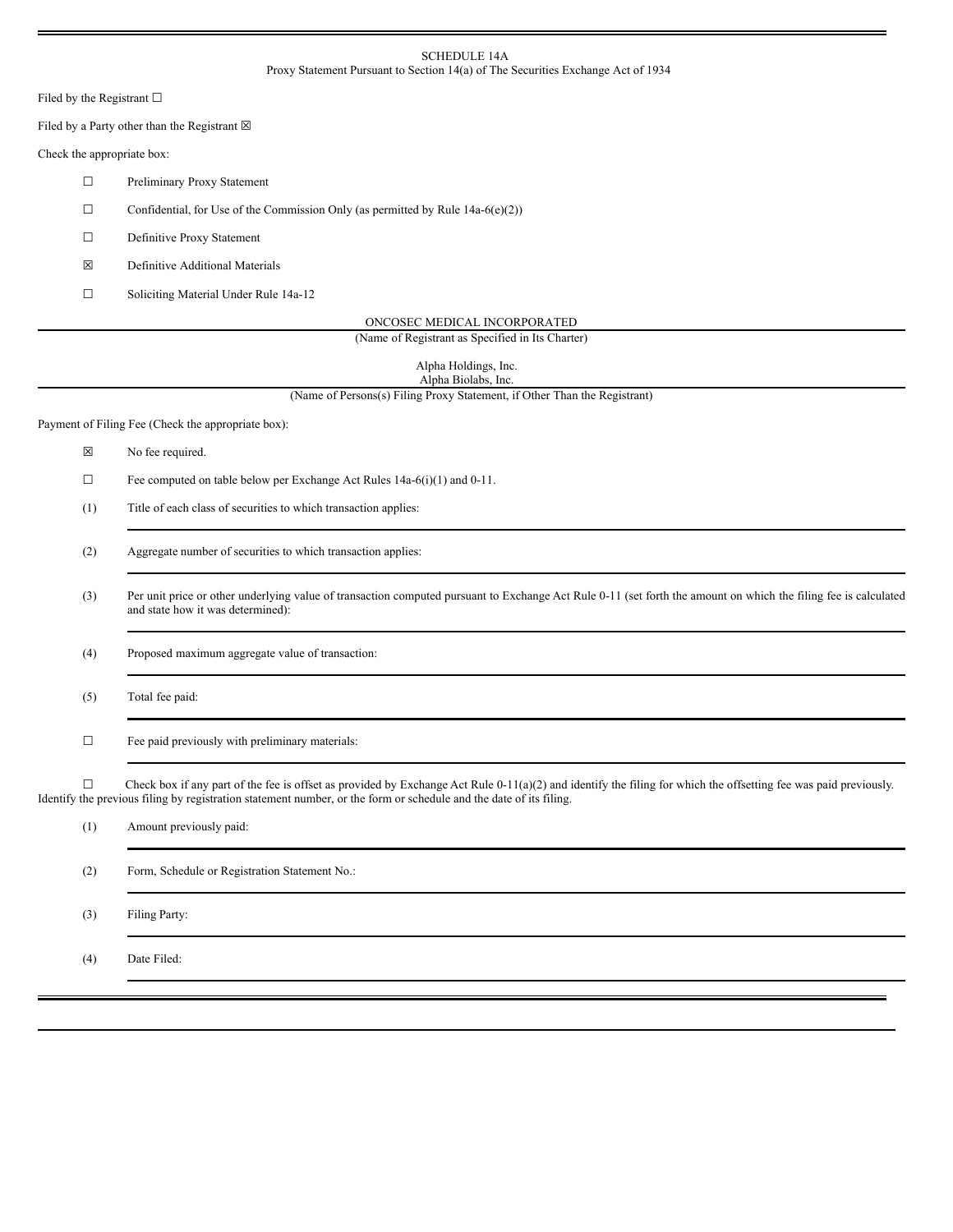SCHEDULE 14A

Proxy Statement Pursuant to Section 14(a) of The Securities Exchange Act of 1934

Filed by the Registrant ☐

Filed by a Party other than the Registrant ☒

Check the appropriate box:

☐ Preliminary Proxy Statement

☐ Confidential, for Use of the Commission Only (as permitted by Rule 14a-6(e)(2))

☐ Definitive Proxy Statement

☒ Definitive Additional Materials

☐ Soliciting Material Under Rule 14a-12

ONCOSEC MEDICAL INCORPORATED

(Name of Registrant as Specified in Its Charter)

Alpha Holdings, Inc.
Alpha Biolabs, Inc.

(Name of Persons(s) Filing Proxy Statement, if Other Than the Registrant)

Payment of Filing Fee (Check the appropriate box):

☒ No fee required.

☐ Fee computed on table below per Exchange Act Rules 14a-6(i)(1) and 0-11.

(1) Title of each class of securities to which transaction applies:

(2) Aggregate number of securities to which transaction applies:

(3) Per unit price or other underlying value of transaction computed pursuant to Exchange Act Rule 0-11 (set forth the amount on which the filing fee is calculated and state how it was determined):

(4) Proposed maximum aggregate value of transaction:

(5) Total fee paid:

☐ Fee paid previously with preliminary materials:

☐ Check box if any part of the fee is offset as provided by Exchange Act Rule 0-11(a)(2) and identify the filing for which the offsetting fee was paid previously. Identify the previous filing by registration statement number, or the form or schedule and the date of its filing.

(1) Amount previously paid:

(2) Form, Schedule or Registration Statement No.:

(3) Filing Party:

(4) Date Filed: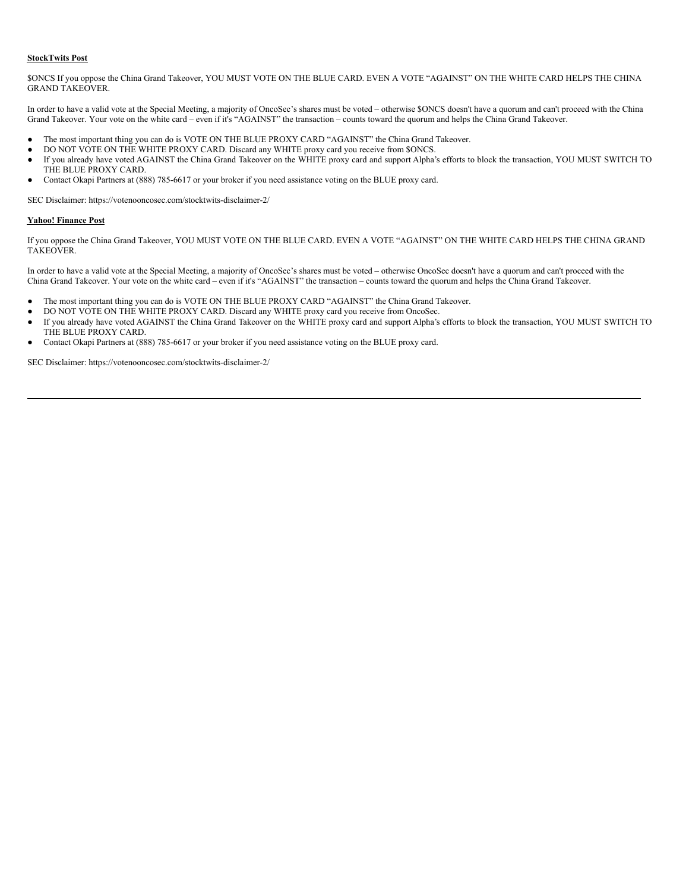**StockTwits Post**

$ONCS If you oppose the China Grand Takeover, YOU MUST VOTE ON THE BLUE CARD. EVEN A VOTE “AGAINST” ON THE WHITE CARD HELPS THE CHINA GRAND TAKEOVER.

In order to have a valid vote at the Special Meeting, a majority of OncoSec’s shares must be voted – otherwise $ONCS doesn't have a quorum and can't proceed with the China Grand Takeover. Your vote on the white card – even if it's “AGAINST” the transaction – counts toward the quorum and helps the China Grand Takeover.

- The most important thing you can do is VOTE ON THE BLUE PROXY CARD “AGAINST” the China Grand Takeover.
- DO NOT VOTE ON THE WHITE PROXY CARD. Discard any WHITE proxy card you receive from $ONCS.
- If you already have voted AGAINST the China Grand Takeover on the WHITE proxy card and support Alpha’s efforts to block the transaction, YOU MUST SWITCH TO THE BLUE PROXY CARD.
- Contact Okapi Partners at (888) 785-6617 or your broker if you need assistance voting on the BLUE proxy card.

SEC Disclaimer: https://votenooncosec.com/stocktwits-disclaimer-2/

**Yahoo! Finance Post**

If you oppose the China Grand Takeover, YOU MUST VOTE ON THE BLUE CARD. EVEN A VOTE “AGAINST” ON THE WHITE CARD HELPS THE CHINA GRAND TAKEOVER.

In order to have a valid vote at the Special Meeting, a majority of OncoSec’s shares must be voted – otherwise OncoSec doesn't have a quorum and can't proceed with the China Grand Takeover. Your vote on the white card – even if it's “AGAINST” the transaction – counts toward the quorum and helps the China Grand Takeover.

- The most important thing you can do is VOTE ON THE BLUE PROXY CARD “AGAINST” the China Grand Takeover.
- DO NOT VOTE ON THE WHITE PROXY CARD. Discard any WHITE proxy card you receive from OncoSec.
- If you already have voted AGAINST the China Grand Takeover on the WHITE proxy card and support Alpha’s efforts to block the transaction, YOU MUST SWITCH TO THE BLUE PROXY CARD.
- Contact Okapi Partners at (888) 785-6617 or your broker if you need assistance voting on the BLUE proxy card.

SEC Disclaimer: https://votenooncosec.com/stocktwits-disclaimer-2/